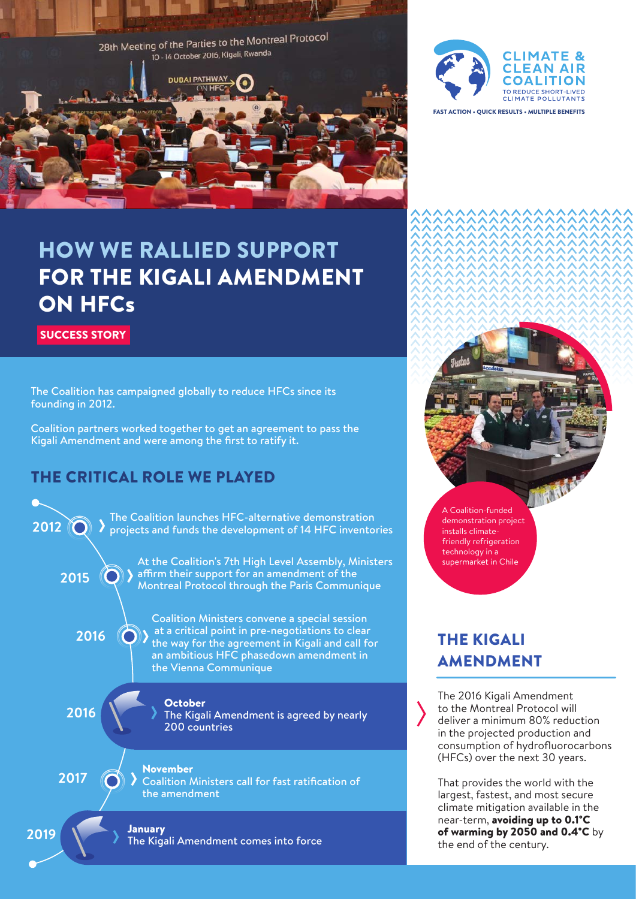# HOW WE RALLIED SUPPORT FOR THE KIGALI AMENDMENT ON HFCs

**SUCCESS STORY**

CLIMATE & CLEAN AIR COALITION TO REDUCE SHORT-LIVED CLIMATE POLLUTANTS

FAST ACTION • QUICK RESULTS • MULTIPLE BENEFITS

The Coalition has campaigned globally to reduce HFCs since its founding in 2012.

Coalition partners worked together to get an agreement to pass the Kigali Amendment and were among the first to ratify it.

## THE CRITICAL ROLE WE PLAYED

- **2012** — The Coalition launches HFC-alternative demonstration projects and funds the development of 14 HFC inventories
- **2015** — At the Coalition's 7th High Level Assembly, Ministers affirm their support for an amendment of the Montreal Protocol through the Paris Communique
- **2016** — Coalition Ministers convene a special session at a critical point in pre-negotiations to clear the way for the agreement in Kigali and call for an ambitious HFC phasedown amendment in the Vienna Communique
- **2016** — **October** The Kigali Amendment is agreed by nearly 200 countries
- **2017** — **November** Coalition Ministers call for fast ratification of the amendment
- **2019** — **January** The Kigali Amendment comes into force

A Coalition-funded demonstration project installs climate-friendly refrigeration technology in a supermarket in Chile

## THE KIGALI AMENDMENT

The 2016 Kigali Amendment to the Montreal Protocol will deliver a minimum 80% reduction in the projected production and consumption of hydrofluorocarbons (HFCs) over the next 30 years.

That provides the world with the largest, fastest, and most secure climate mitigation available in the near-term, **avoiding up to 0.1°C of warming by 2050 and 0.4°C** by the end of the century.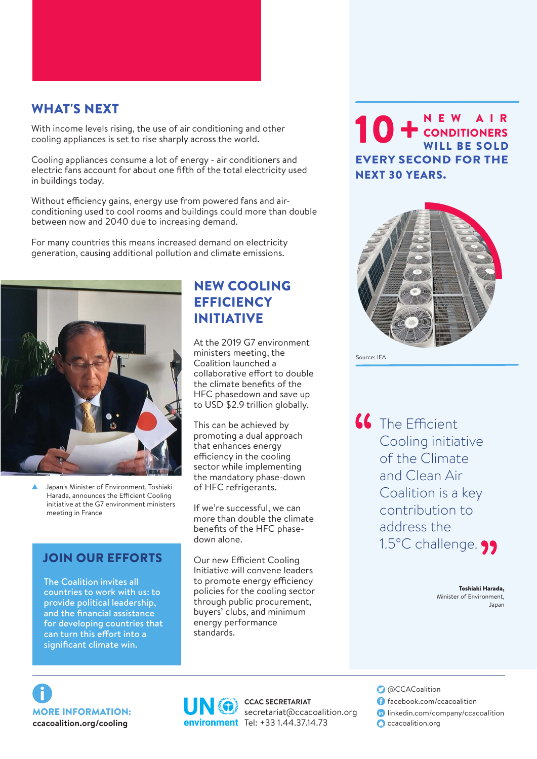## WHAT'S NEXT

With income levels rising, the use of air conditioning and other cooling appliances is set to rise sharply across the world.

Cooling appliances consume a lot of energy - air conditioners and electric fans account for about one fifth of the total electricity used in buildings today.

Without efficiency gains, energy use from powered fans and air-conditioning used to cool rooms and buildings could more than double between now and 2040 due to increasing demand.

For many countries this means increased demand on electricity generation, causing additional pollution and climate emissions.

Japan's Minister of Environment, Toshiaki Harada, announces the Efficient Cooling initiative at the G7 environment ministers meeting in France

## NEW COOLING EFFICIENCY INITIATIVE

At the 2019 G7 environment ministers meeting, the Coalition launched a collaborative effort to double the climate benefits of the HFC phasedown and save up to USD $2.9 trillion globally.

This can be achieved by promoting a dual approach that enhances energy efficiency in the cooling sector while implementing the mandatory phase-down of HFC refrigerants.

If we're successful, we can more than double the climate benefits of the HFC phase-down alone.

Our new Efficient Cooling Initiative will convene leaders to promote energy efficiency policies for the cooling sector through public procurement, buyers' clubs, and minimum energy performance standards.

## JOIN OUR EFFORTS

The Coalition invites all countries to work with us: to provide political leadership, and the financial assistance for developing countries that can turn this effort into a significant climate win.

**10+ NEW AIR CONDITIONERS WILL BE SOLD EVERY SECOND FOR THE NEXT 30 YEARS.**

Source: IEA

> "The Efficient Cooling initiative of the Climate and Clean Air Coalition is a key contribution to address the 1.5°C challenge."
>
> **Toshiaki Harada,** Minister of Environment, Japan

**MORE INFORMATION:** ccacoalition.org/cooling

UN environment

**CCAC SECRETARIAT**
secretariat@ccacoalition.org
Tel: +33 1.44.37.14.73

@CCACoalition
facebook.com/ccacoalition
linkedin.com/company/ccacoalition
ccacoalition.org